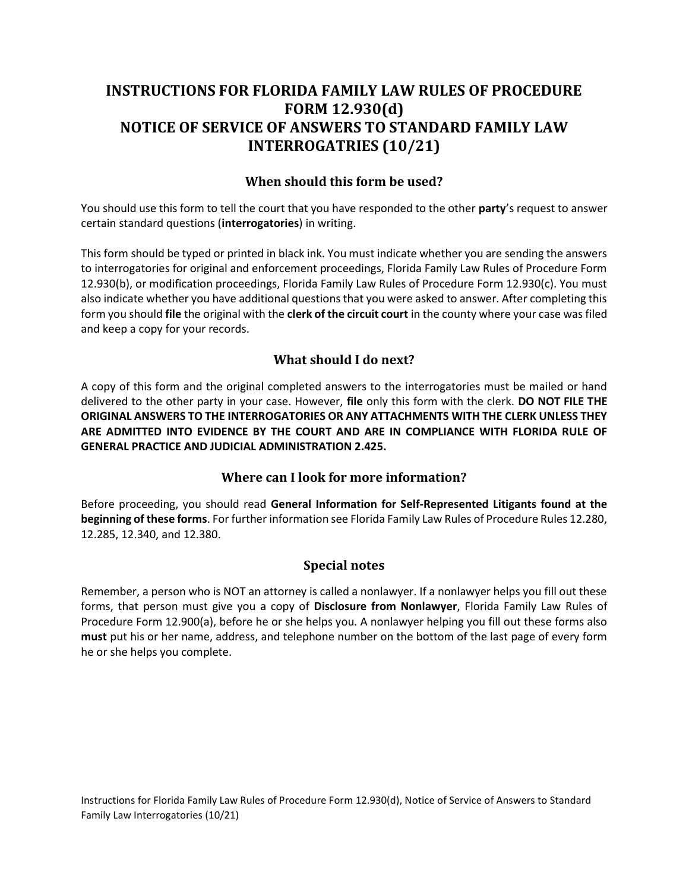# INSTRUCTIONS FOR FLORIDA FAMILY LAW RULES OF PROCEDURE FORM 12.930(d) NOTICE OF SERVICE OF ANSWERS TO STANDARD FAMILY LAW INTERROGATRIES (10/21)

## When should this form be used?

You should use this form to tell the court that you have responded to the other **party**'s request to answer certain standard questions (**interrogatories**) in writing.

This form should be typed or printed in black ink. You must indicate whether you are sending the answers to interrogatories for original and enforcement proceedings, Florida Family Law Rules of Procedure Form 12.930(b), or modification proceedings, Florida Family Law Rules of Procedure Form 12.930(c). You must also indicate whether you have additional questions that you were asked to answer. After completing this form you should **file** the original with the **clerk of the circuit court** in the county where your case was filed and keep a copy for your records.

## What should I do next?

A copy of this form and the original completed answers to the interrogatories must be mailed or hand delivered to the other party in your case. However, **file** only this form with the clerk. **DO NOT FILE THE ORIGINAL ANSWERS TO THE INTERROGATORIES OR ANY ATTACHMENTS WITH THE CLERK UNLESS THEY ARE ADMITTED INTO EVIDENCE BY THE COURT AND ARE IN COMPLIANCE WITH FLORIDA RULE OF GENERAL PRACTICE AND JUDICIAL ADMINISTRATION 2.425.**

## Where can I look for more information?

Before proceeding, you should read **General Information for Self-Represented Litigants found at the beginning of these forms**. For further information see Florida Family Law Rules of Procedure Rules 12.280, 12.285, 12.340, and 12.380.

## Special notes

Remember, a person who is NOT an attorney is called a nonlawyer. If a nonlawyer helps you fill out these forms, that person must give you a copy of **Disclosure from Nonlawyer**, Florida Family Law Rules of Procedure Form 12.900(a), before he or she helps you. A nonlawyer helping you fill out these forms also **must** put his or her name, address, and telephone number on the bottom of the last page of every form he or she helps you complete.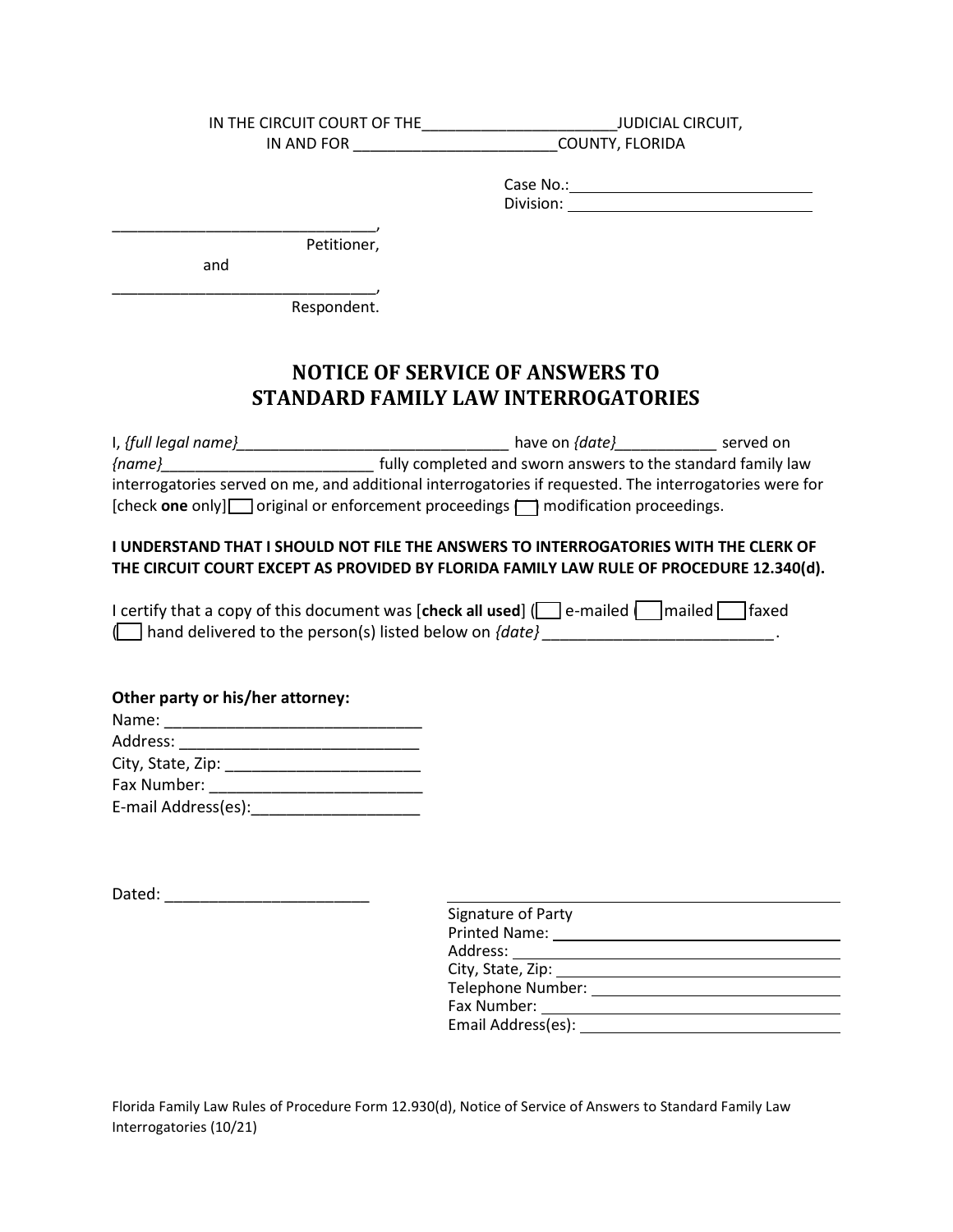IN THE CIRCUIT COURT OF THE_______________________JUDICIAL CIRCUIT,
IN AND FOR ________________________COUNTY, FLORIDA

Case No.: ____________________________
Division: ____________________________

_______________________________,
Petitioner,

and

_______________________________,
Respondent.

# NOTICE OF SERVICE OF ANSWERS TO STANDARD FAMILY LAW INTERROGATORIES

I, *{full legal name}*_______________________________ have on *{date}*____________ served on *{name}*_________________________ fully completed and sworn answers to the standard family law interrogatories served on me, and additional interrogatories if requested. The interrogatories were for [check **one** only] ☐ original or enforcement proceedings ☐ modification proceedings.

**I UNDERSTAND THAT I SHOULD NOT FILE THE ANSWERS TO INTERROGATORIES WITH THE CLERK OF THE CIRCUIT COURT EXCEPT AS PROVIDED BY FLORIDA FAMILY LAW RULE OF PROCEDURE 12.340(d).**

I certify that a copy of this document was [**check all used**] (☐ e-mailed (☐ mailed ☐ faxed (☐ hand delivered to the person(s) listed below on *{date}* ___________________________.

**Other party or his/her attorney:**
Name: _____________________________
Address: ___________________________
City, State, Zip: ______________________
Fax Number: ________________________
E-mail Address(es):___________________

Dated: _______________________

_______________________________
Signature of Party
Printed Name: ______________________
Address: ___________________________
City, State, Zip: ______________________
Telephone Number: __________________
Fax Number: ________________________
Email Address(es): ___________________

Florida Family Law Rules of Procedure Form 12.930(d), Notice of Service of Answers to Standard Family Law Interrogatories (10/21)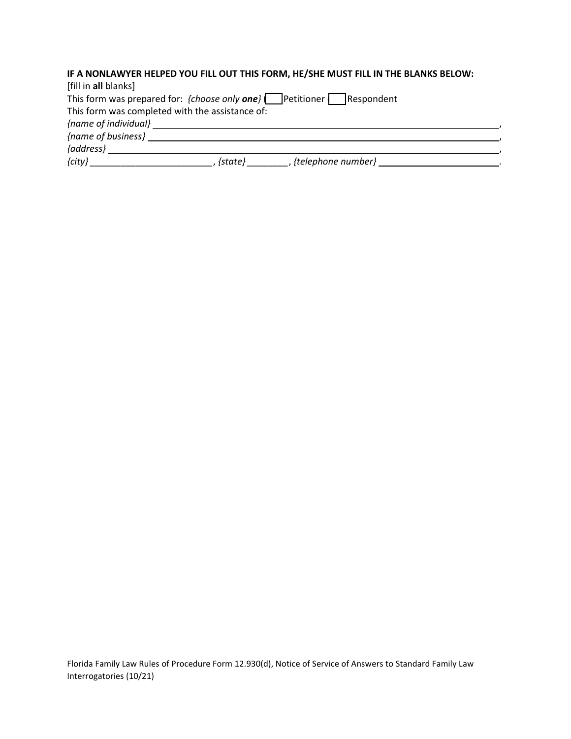**IF A NONLAWYER HELPED YOU FILL OUT THIS FORM, HE/SHE MUST FILL IN THE BLANKS BELOW:**

[fill in **all** blanks]

This form was prepared for: *{choose only **one**}* [ ] Petitioner [ ] Respondent

This form was completed with the assistance of:

*{name of individual}* ____________________________________________,

*{name of business}* ____________________________________________,

*{address}* ____________________________________________,

*{city}* ________________________, *{state}* ________, *{telephone number}* ________________________.

Florida Family Law Rules of Procedure Form 12.930(d), Notice of Service of Answers to Standard Family Law Interrogatories (10/21)